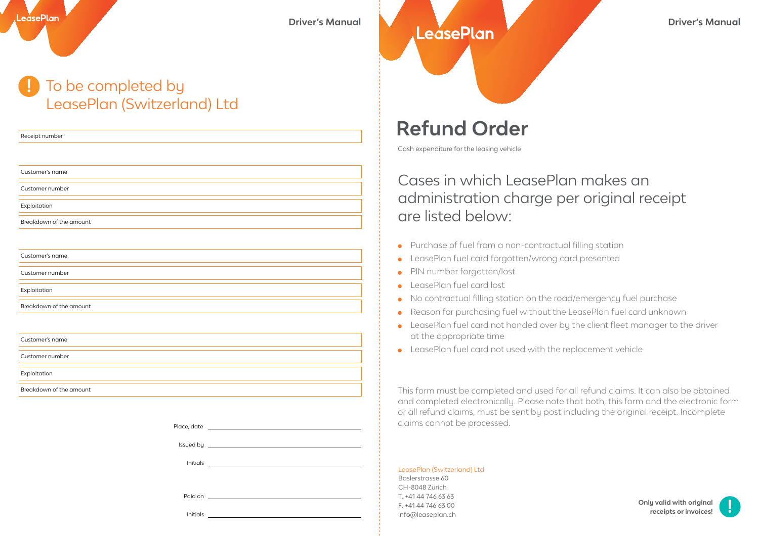# To be completed by LeasePlan (Switzerland) Ltd

| Receipt number |
|---|

| Customer's name |
|---|
| Customer number |
| Exploitation |
| Breakdown of the amount |

| Customer's name |
|---|
| Customer number |
| Exploitation |
| Breakdown of the amount |

| Customer's name |
|---|
| Customer number |
| Exploitation |
| Breakdown of the amount |

Place, date ______________________

Issued by ______________________

Initials ______________________

Paid on ______________________

Initials ______________________

LeasePlan

# Refund Order

Cash expenditure for the leasing vehicle

## Cases in which LeasePlan makes an administration charge per original receipt are listed below:

- Purchase of fuel from a non-contractual filling station
- LeasePlan fuel card forgotten/wrong card presented
- PIN number forgotten/lost
- LeasePlan fuel card lost
- No contractual filling station on the road/emergency fuel purchase
- Reason for purchasing fuel without the LeasePlan fuel card unknown
- LeasePlan fuel card not handed over by the client fleet manager to the driver at the appropriate time
- LeasePlan fuel card not used with the replacement vehicle

This form must be completed and used for all refund claims. It can also be obtained and completed electronically. Please note that both, this form and the electronic form or all refund claims, must be sent by post including the original receipt. Incomplete claims cannot be processed.

LeasePlan (Switzerland) Ltd
Baslerstrasse 60
CH-8048 Zürich
T. +41 44 746 63 63
F. +41 44 746 63 00
info@leaseplan.ch

**Only valid with original receipts or invoices!**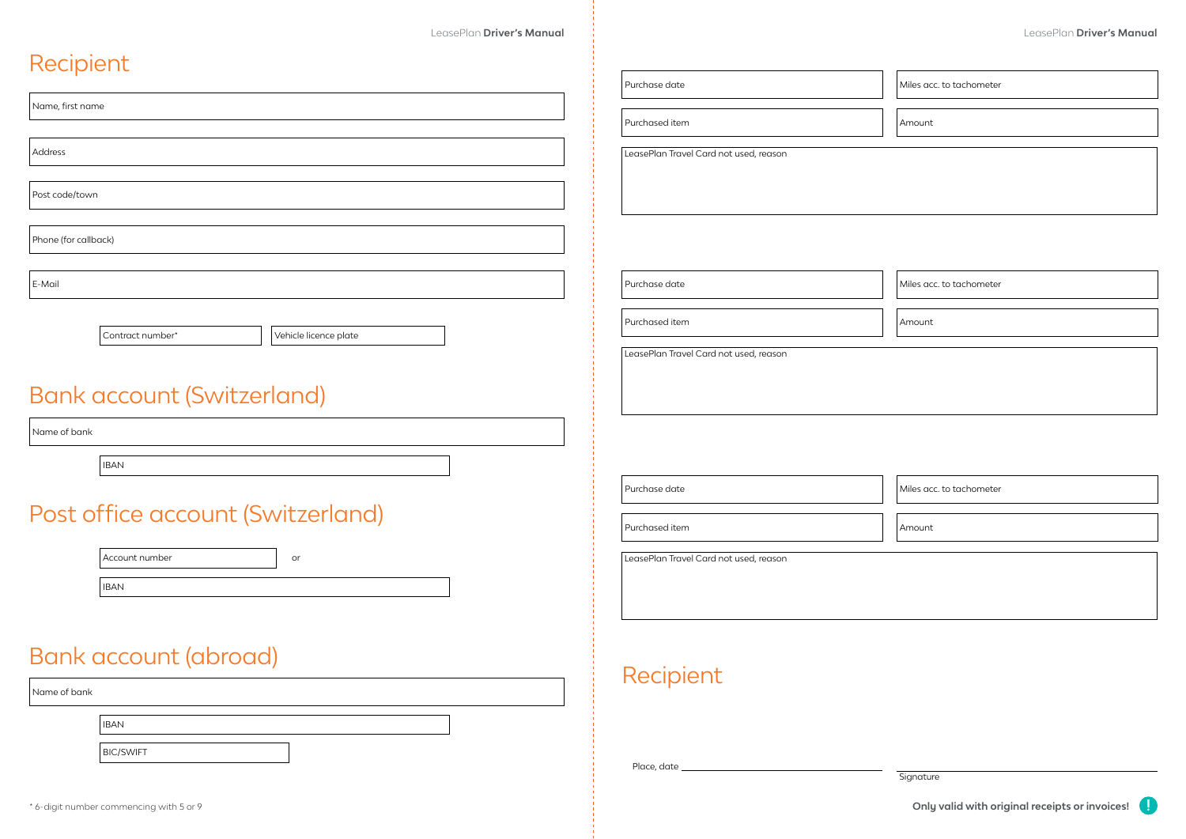# Recipient

Name, first name

Address

Post code/town

Phone (for callback)

E-Mail

Contract number* | Vehicle licence plate

# Bank account (Switzerland)

Name of bank

IBAN

# Post office account (Switzerland)

Account number or

IBAN

# Bank account (abroad)

Name of bank

IBAN

BIC/SWIFT

* 6-digit number commencing with 5 or 9

| | |
|---|---|
| Purchase date | Miles acc. to tachometer |
| Purchased item | Amount |

LeasePlan Travel Card not used, reason

| | |
|---|---|
| Purchase date | Miles acc. to tachometer |
| Purchased item | Amount |

LeasePlan Travel Card not used, reason

| | |
|---|---|
| Purchase date | Miles acc. to tachometer |
| Purchased item | Amount |

LeasePlan Travel Card not used, reason

# Recipient

Place, date ____________________

____________________
Signature

**Only valid with original receipts or invoices!**